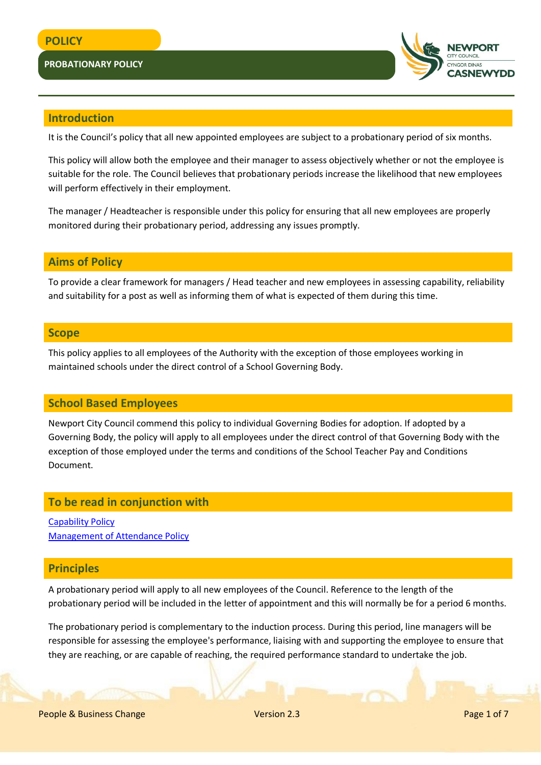**POLICY**

# PROBATIONARY POLICY

## Introduction

It is the Council's policy that all new appointed employees are subject to a probationary period of six months.

This policy will allow both the employee and their manager to assess objectively whether or not the employee is suitable for the role. The Council believes that probationary periods increase the likelihood that new employees will perform effectively in their employment.

The manager / Headteacher is responsible under this policy for ensuring that all new employees are properly monitored during their probationary period, addressing any issues promptly.

## Aims of Policy

To provide a clear framework for managers / Head teacher and new employees in assessing capability, reliability and suitability for a post as well as informing them of what is expected of them during this time.

## Scope

This policy applies to all employees of the Authority with the exception of those employees working in maintained schools under the direct control of a School Governing Body.

## School Based Employees

Newport City Council commend this policy to individual Governing Bodies for adoption. If adopted by a Governing Body, the policy will apply to all employees under the direct control of that Governing Body with the exception of those employed under the terms and conditions of the School Teacher Pay and Conditions Document.

## To be read in conjunction with

Capability Policy
Management of Attendance Policy

## Principles

A probationary period will apply to all new employees of the Council. Reference to the length of the probationary period will be included in the letter of appointment and this will normally be for a period 6 months.

The probationary period is complementary to the induction process. During this period, line managers will be responsible for assessing the employee's performance, liaising with and supporting the employee to ensure that they are reaching, or are capable of reaching, the required performance standard to undertake the job.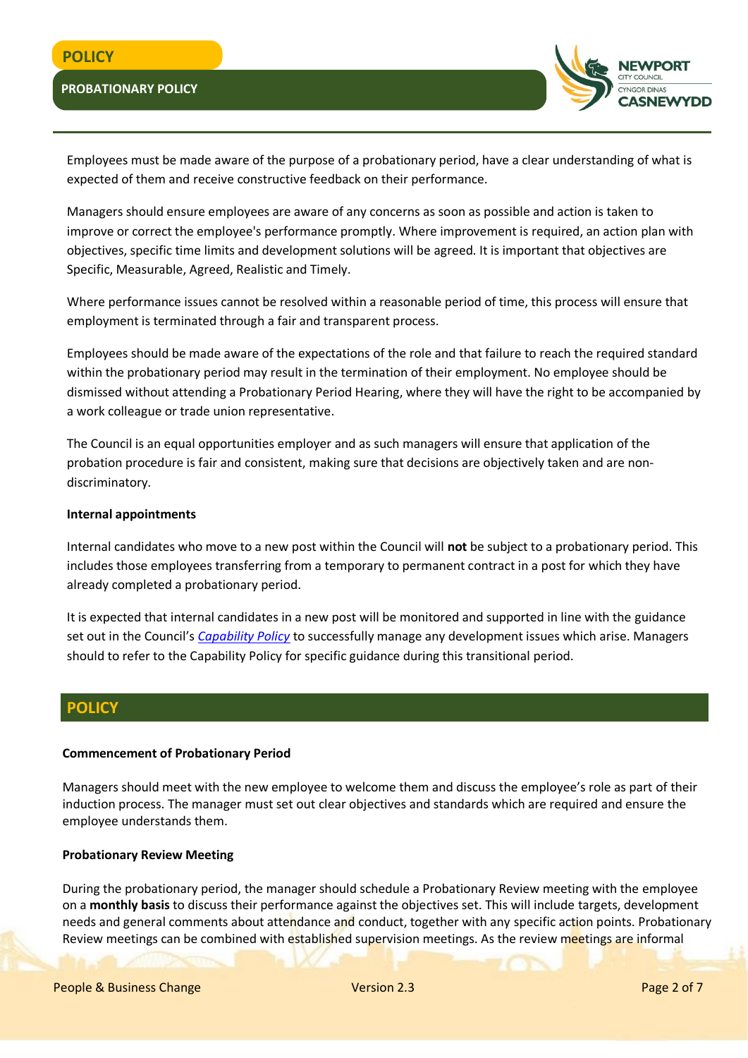Employees must be made aware of the purpose of a probationary period, have a clear understanding of what is expected of them and receive constructive feedback on their performance.

Managers should ensure employees are aware of any concerns as soon as possible and action is taken to improve or correct the employee's performance promptly. Where improvement is required, an action plan with objectives, specific time limits and development solutions will be agreed. It is important that objectives are Specific, Measurable, Agreed, Realistic and Timely.

Where performance issues cannot be resolved within a reasonable period of time, this process will ensure that employment is terminated through a fair and transparent process.

Employees should be made aware of the expectations of the role and that failure to reach the required standard within the probationary period may result in the termination of their employment. No employee should be dismissed without attending a Probationary Period Hearing, where they will have the right to be accompanied by a work colleague or trade union representative.

The Council is an equal opportunities employer and as such managers will ensure that application of the probation procedure is fair and consistent, making sure that decisions are objectively taken and are non-discriminatory.

**Internal appointments**

Internal candidates who move to a new post within the Council will **not** be subject to a probationary period. This includes those employees transferring from a temporary to permanent contract in a post for which they have already completed a probationary period.

It is expected that internal candidates in a new post will be monitored and supported in line with the guidance set out in the Council's *Capability Policy* to successfully manage any development issues which arise. Managers should to refer to the Capability Policy for specific guidance during this transitional period.

## POLICY

**Commencement of Probationary Period**

Managers should meet with the new employee to welcome them and discuss the employee's role as part of their induction process. The manager must set out clear objectives and standards which are required and ensure the employee understands them.

**Probationary Review Meeting**

During the probationary period, the manager should schedule a Probationary Review meeting with the employee on a **monthly basis** to discuss their performance against the objectives set. This will include targets, development needs and general comments about attendance and conduct, together with any specific action points. Probationary Review meetings can be combined with established supervision meetings. As the review meetings are informal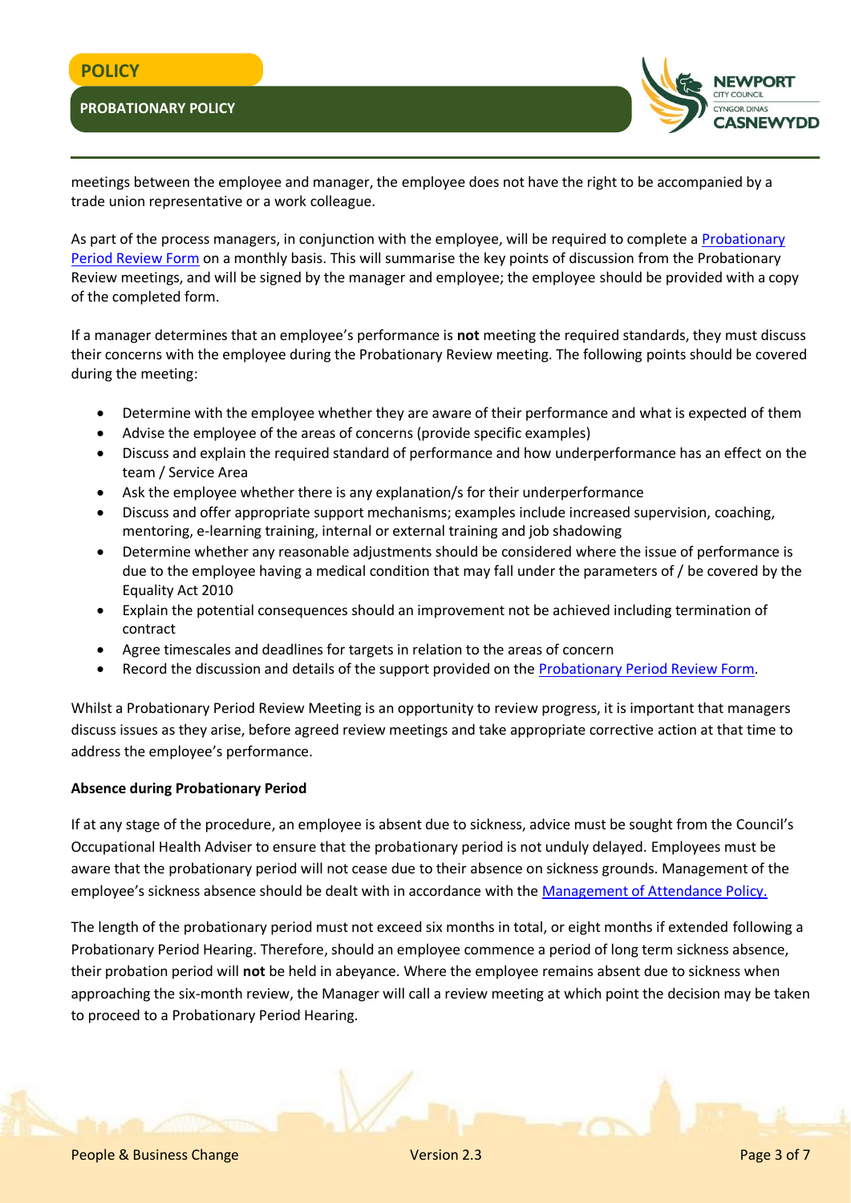meetings between the employee and manager, the employee does not have the right to be accompanied by a trade union representative or a work colleague.

As part of the process managers, in conjunction with the employee, will be required to complete a Probationary Period Review Form on a monthly basis. This will summarise the key points of discussion from the Probationary Review meetings, and will be signed by the manager and employee; the employee should be provided with a copy of the completed form.

If a manager determines that an employee's performance is **not** meeting the required standards, they must discuss their concerns with the employee during the Probationary Review meeting. The following points should be covered during the meeting:

- Determine with the employee whether they are aware of their performance and what is expected of them
- Advise the employee of the areas of concerns (provide specific examples)
- Discuss and explain the required standard of performance and how underperformance has an effect on the team / Service Area
- Ask the employee whether there is any explanation/s for their underperformance
- Discuss and offer appropriate support mechanisms; examples include increased supervision, coaching, mentoring, e-learning training, internal or external training and job shadowing
- Determine whether any reasonable adjustments should be considered where the issue of performance is due to the employee having a medical condition that may fall under the parameters of / be covered by the Equality Act 2010
- Explain the potential consequences should an improvement not be achieved including termination of contract
- Agree timescales and deadlines for targets in relation to the areas of concern
- Record the discussion and details of the support provided on the Probationary Period Review Form.

Whilst a Probationary Period Review Meeting is an opportunity to review progress, it is important that managers discuss issues as they arise, before agreed review meetings and take appropriate corrective action at that time to address the employee's performance.

**Absence during Probationary Period**

If at any stage of the procedure, an employee is absent due to sickness, advice must be sought from the Council's Occupational Health Adviser to ensure that the probationary period is not unduly delayed. Employees must be aware that the probationary period will not cease due to their absence on sickness grounds. Management of the employee's sickness absence should be dealt with in accordance with the Management of Attendance Policy.

The length of the probationary period must not exceed six months in total, or eight months if extended following a Probationary Period Hearing. Therefore, should an employee commence a period of long term sickness absence, their probation period will **not** be held in abeyance. Where the employee remains absent due to sickness when approaching the six-month review, the Manager will call a review meeting at which point the decision may be taken to proceed to a Probationary Period Hearing.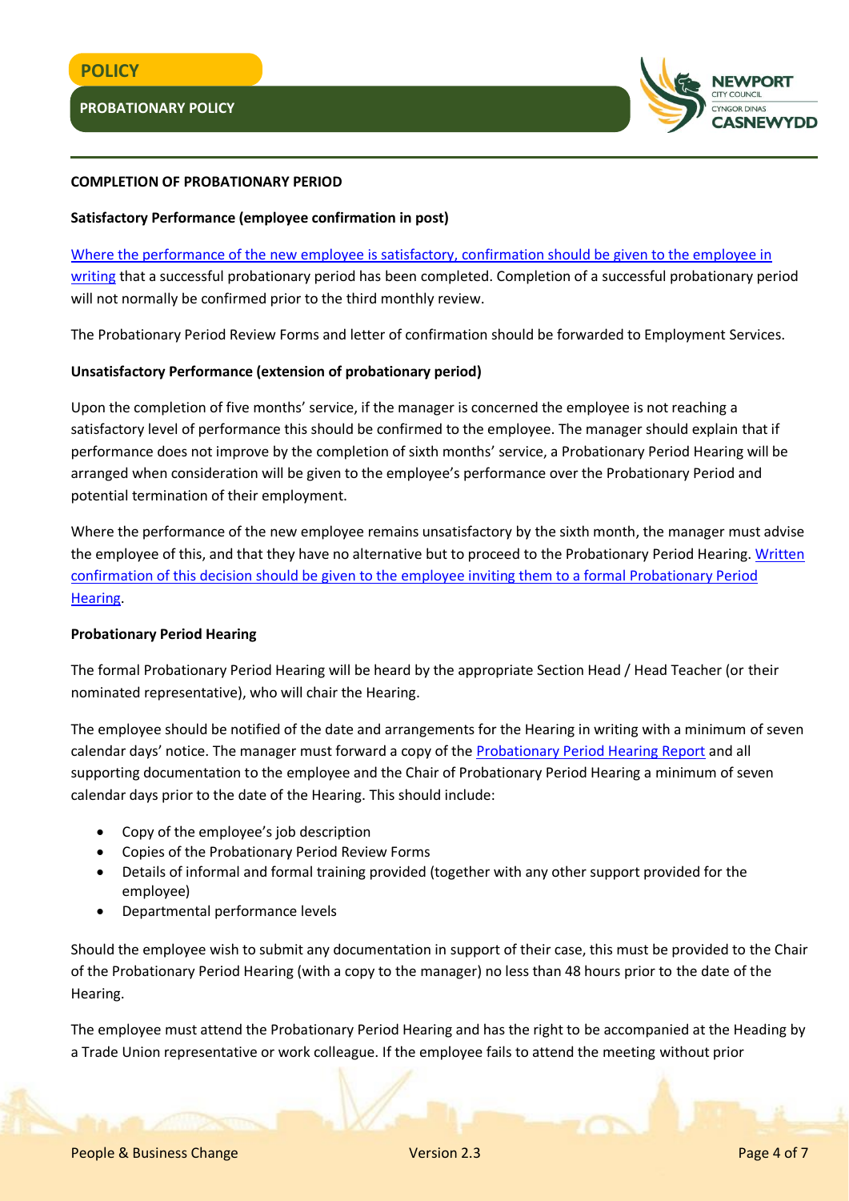## COMPLETION OF PROBATIONARY PERIOD

### Satisfactory Performance (employee confirmation in post)

Where the performance of the new employee is satisfactory, confirmation should be given to the employee in writing that a successful probationary period has been completed. Completion of a successful probationary period will not normally be confirmed prior to the third monthly review.

The Probationary Period Review Forms and letter of confirmation should be forwarded to Employment Services.

### Unsatisfactory Performance (extension of probationary period)

Upon the completion of five months' service, if the manager is concerned the employee is not reaching a satisfactory level of performance this should be confirmed to the employee. The manager should explain that if performance does not improve by the completion of sixth months' service, a Probationary Period Hearing will be arranged when consideration will be given to the employee's performance over the Probationary Period and potential termination of their employment.

Where the performance of the new employee remains unsatisfactory by the sixth month, the manager must advise the employee of this, and that they have no alternative but to proceed to the Probationary Period Hearing. Written confirmation of this decision should be given to the employee inviting them to a formal Probationary Period Hearing.

### Probationary Period Hearing

The formal Probationary Period Hearing will be heard by the appropriate Section Head / Head Teacher (or their nominated representative), who will chair the Hearing.

The employee should be notified of the date and arrangements for the Hearing in writing with a minimum of seven calendar days' notice. The manager must forward a copy of the Probationary Period Hearing Report and all supporting documentation to the employee and the Chair of Probationary Period Hearing a minimum of seven calendar days prior to the date of the Hearing. This should include:

- Copy of the employee's job description
- Copies of the Probationary Period Review Forms
- Details of informal and formal training provided (together with any other support provided for the employee)
- Departmental performance levels

Should the employee wish to submit any documentation in support of their case, this must be provided to the Chair of the Probationary Period Hearing (with a copy to the manager) no less than 48 hours prior to the date of the Hearing.

The employee must attend the Probationary Period Hearing and has the right to be accompanied at the Heading by a Trade Union representative or work colleague. If the employee fails to attend the meeting without prior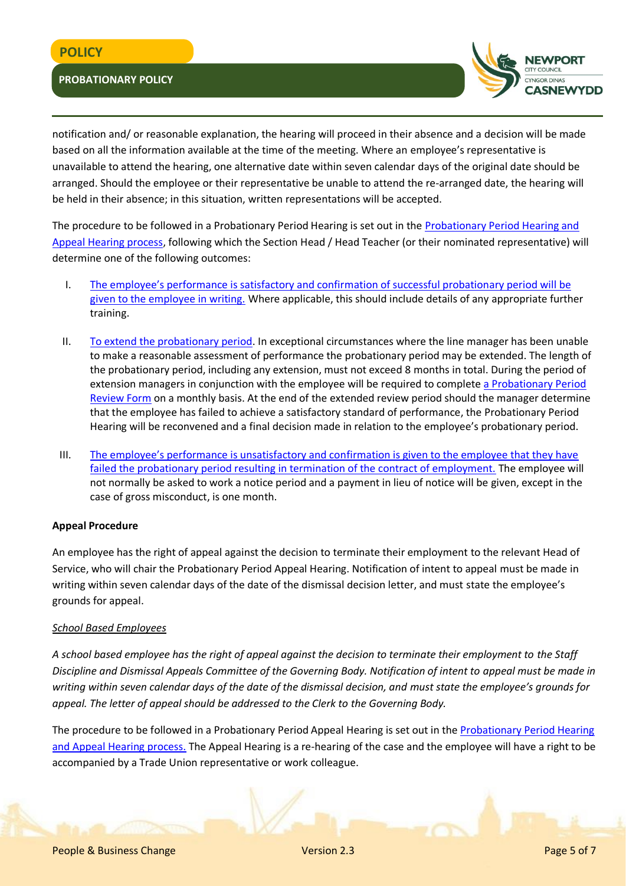notification and/ or reasonable explanation, the hearing will proceed in their absence and a decision will be made based on all the information available at the time of the meeting. Where an employee's representative is unavailable to attend the hearing, one alternative date within seven calendar days of the original date should be arranged. Should the employee or their representative be unable to attend the re-arranged date, the hearing will be held in their absence; in this situation, written representations will be accepted.

The procedure to be followed in a Probationary Period Hearing is set out in the Probationary Period Hearing and Appeal Hearing process, following which the Section Head / Head Teacher (or their nominated representative) will determine one of the following outcomes:

I. The employee's performance is satisfactory and confirmation of successful probationary period will be given to the employee in writing. Where applicable, this should include details of any appropriate further training.

II. To extend the probationary period. In exceptional circumstances where the line manager has been unable to make a reasonable assessment of performance the probationary period may be extended. The length of the probationary period, including any extension, must not exceed 8 months in total. During the period of extension managers in conjunction with the employee will be required to complete a Probationary Period Review Form on a monthly basis. At the end of the extended review period should the manager determine that the employee has failed to achieve a satisfactory standard of performance, the Probationary Period Hearing will be reconvened and a final decision made in relation to the employee's probationary period.

III. The employee's performance is unsatisfactory and confirmation is given to the employee that they have failed the probationary period resulting in termination of the contract of employment. The employee will not normally be asked to work a notice period and a payment in lieu of notice will be given, except in the case of gross misconduct, is one month.

**Appeal Procedure**

An employee has the right of appeal against the decision to terminate their employment to the relevant Head of Service, who will chair the Probationary Period Appeal Hearing. Notification of intent to appeal must be made in writing within seven calendar days of the date of the dismissal decision letter, and must state the employee's grounds for appeal.

*School Based Employees*

*A school based employee has the right of appeal against the decision to terminate their employment to the Staff Discipline and Dismissal Appeals Committee of the Governing Body. Notification of intent to appeal must be made in writing within seven calendar days of the date of the dismissal decision, and must state the employee's grounds for appeal. The letter of appeal should be addressed to the Clerk to the Governing Body.*

The procedure to be followed in a Probationary Period Appeal Hearing is set out in the Probationary Period Hearing and Appeal Hearing process. The Appeal Hearing is a re-hearing of the case and the employee will have a right to be accompanied by a Trade Union representative or work colleague.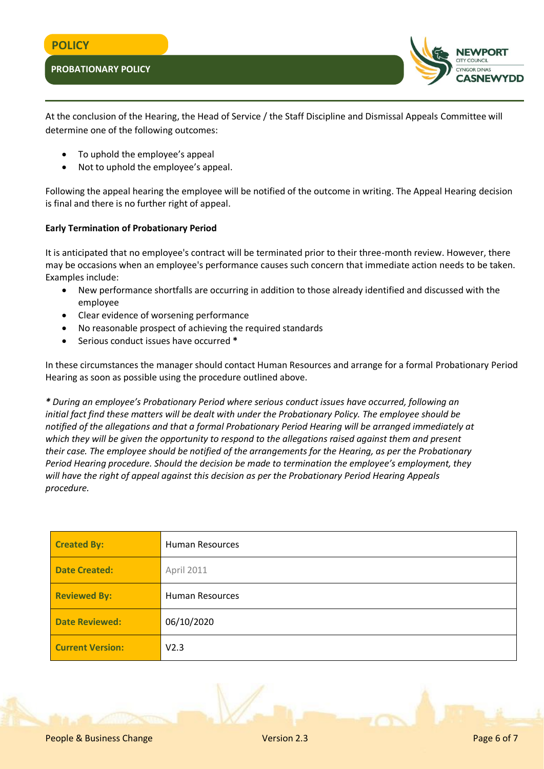At the conclusion of the Hearing, the Head of Service / the Staff Discipline and Dismissal Appeals Committee will determine one of the following outcomes:

- To uphold the employee's appeal
- Not to uphold the employee's appeal.

Following the appeal hearing the employee will be notified of the outcome in writing. The Appeal Hearing decision is final and there is no further right of appeal.

**Early Termination of Probationary Period**

It is anticipated that no employee's contract will be terminated prior to their three-month review. However, there may be occasions when an employee's performance causes such concern that immediate action needs to be taken. Examples include:

- New performance shortfalls are occurring in addition to those already identified and discussed with the employee
- Clear evidence of worsening performance
- No reasonable prospect of achieving the required standards
- Serious conduct issues have occurred **\***

In these circumstances the manager should contact Human Resources and arrange for a formal Probationary Period Hearing as soon as possible using the procedure outlined above.

*\* During an employee's Probationary Period where serious conduct issues have occurred, following an initial fact find these matters will be dealt with under the Probationary Policy. The employee should be notified of the allegations and that a formal Probationary Period Hearing will be arranged immediately at which they will be given the opportunity to respond to the allegations raised against them and present their case. The employee should be notified of the arrangements for the Hearing, as per the Probationary Period Hearing procedure. Should the decision be made to termination the employee's employment, they will have the right of appeal against this decision as per the Probationary Period Hearing Appeals procedure.*

| | |
|---|---|
| **Created By:** | Human Resources |
| **Date Created:** | April 2011 |
| **Reviewed By:** | Human Resources |
| **Date Reviewed:** | 06/10/2020 |
| **Current Version:** | V2.3 |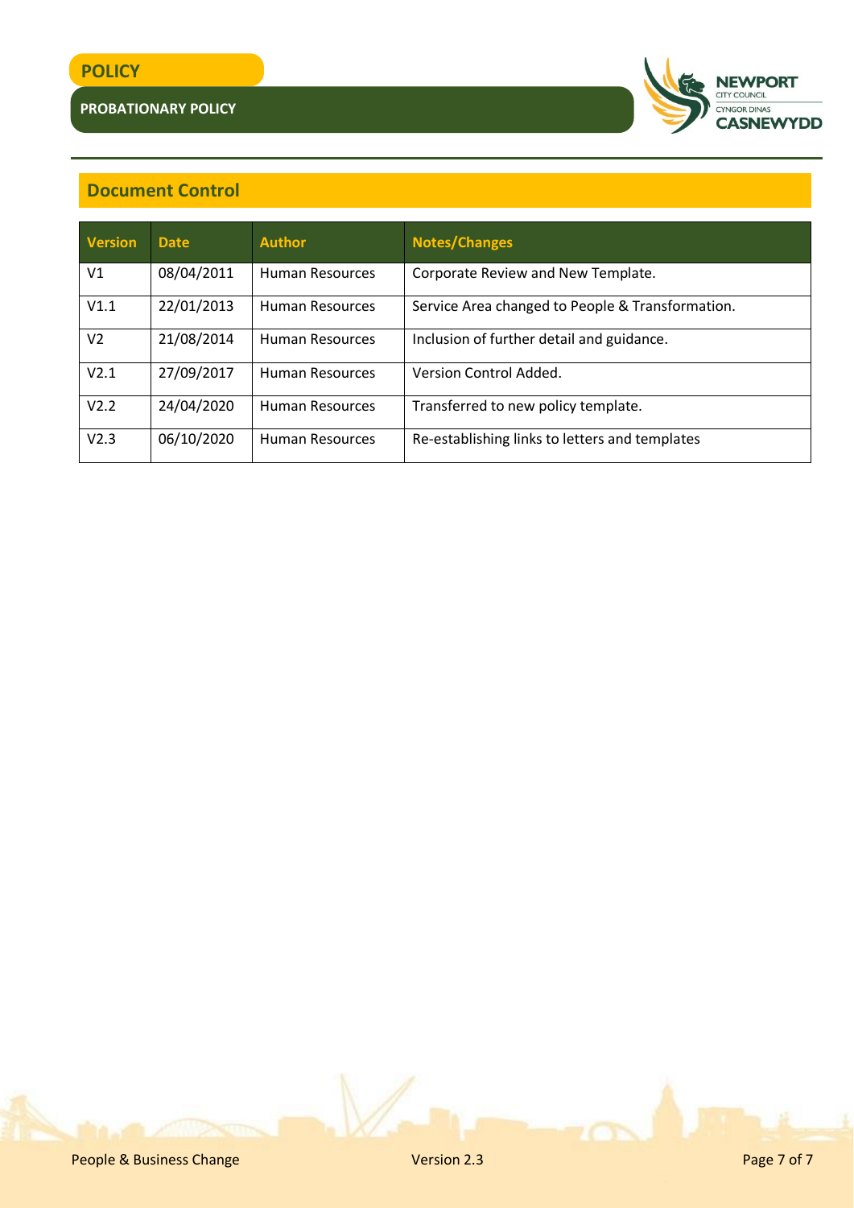## Document Control

| Version | Date | Author | Notes/Changes |
|---|---|---|---|
| V1 | 08/04/2011 | Human Resources | Corporate Review and New Template. |
| V1.1 | 22/01/2013 | Human Resources | Service Area changed to People & Transformation. |
| V2 | 21/08/2014 | Human Resources | Inclusion of further detail and guidance. |
| V2.1 | 27/09/2017 | Human Resources | Version Control Added. |
| V2.2 | 24/04/2020 | Human Resources | Transferred to new policy template. |
| V2.3 | 06/10/2020 | Human Resources | Re-establishing links to letters and templates |